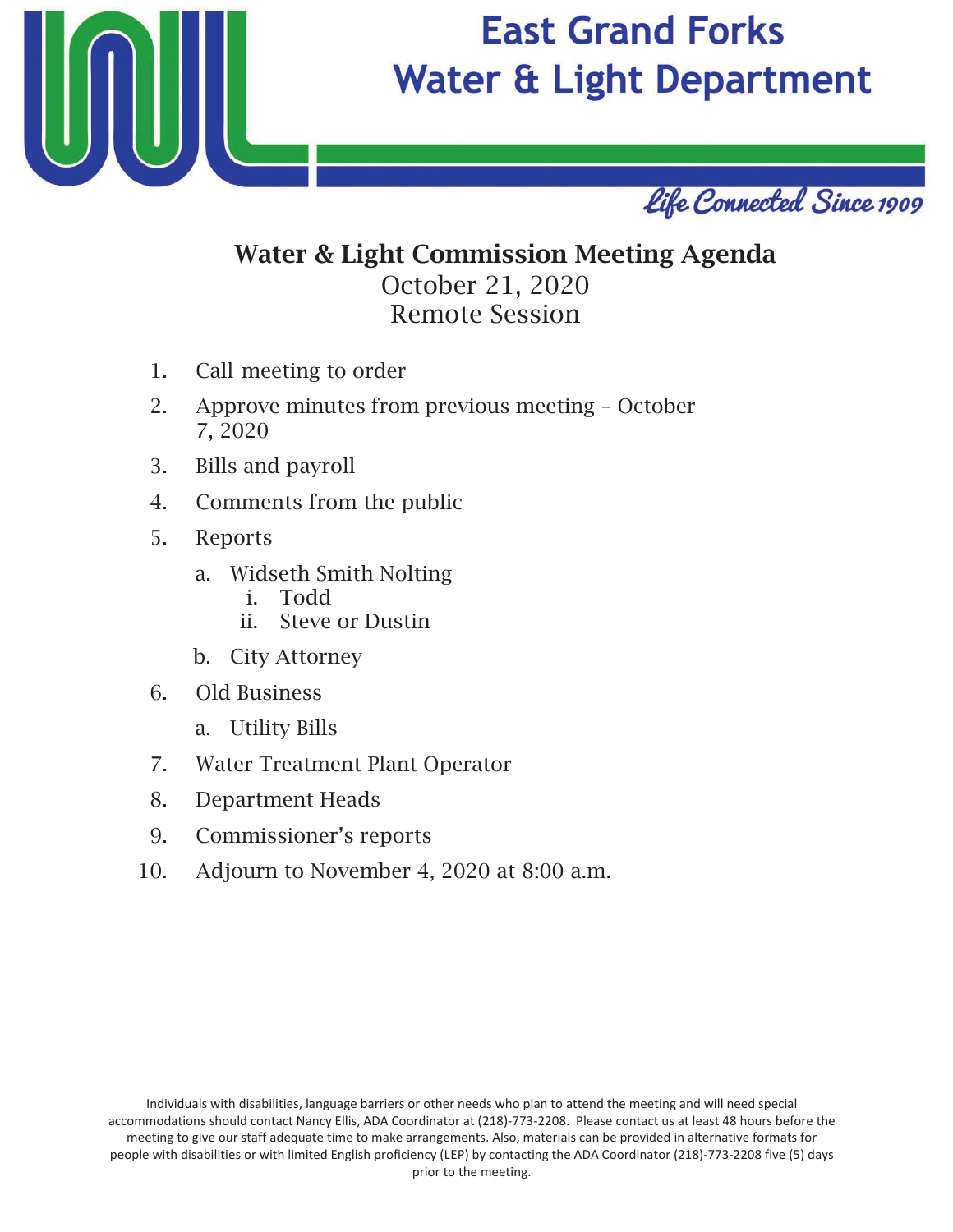# East Grand Forks Water & Light Department

*Life Connected Since 1909*

## Water & Light Commission Meeting Agenda

October 21, 2020
Remote Session

1. Call meeting to order
2. Approve minutes from previous meeting – October 7, 2020
3. Bills and payroll
4. Comments from the public
5. Reports
   a. Widseth Smith Nolting
      i. Todd
      ii. Steve or Dustin
   b. City Attorney
6. Old Business
   a. Utility Bills
7. Water Treatment Plant Operator
8. Department Heads
9. Commissioner's reports
10. Adjourn to November 4, 2020 at 8:00 a.m.

Individuals with disabilities, language barriers or other needs who plan to attend the meeting and will need special accommodations should contact Nancy Ellis, ADA Coordinator at (218)-773-2208. Please contact us at least 48 hours before the meeting to give our staff adequate time to make arrangements. Also, materials can be provided in alternative formats for people with disabilities or with limited English proficiency (LEP) by contacting the ADA Coordinator (218)-773-2208 five (5) days prior to the meeting.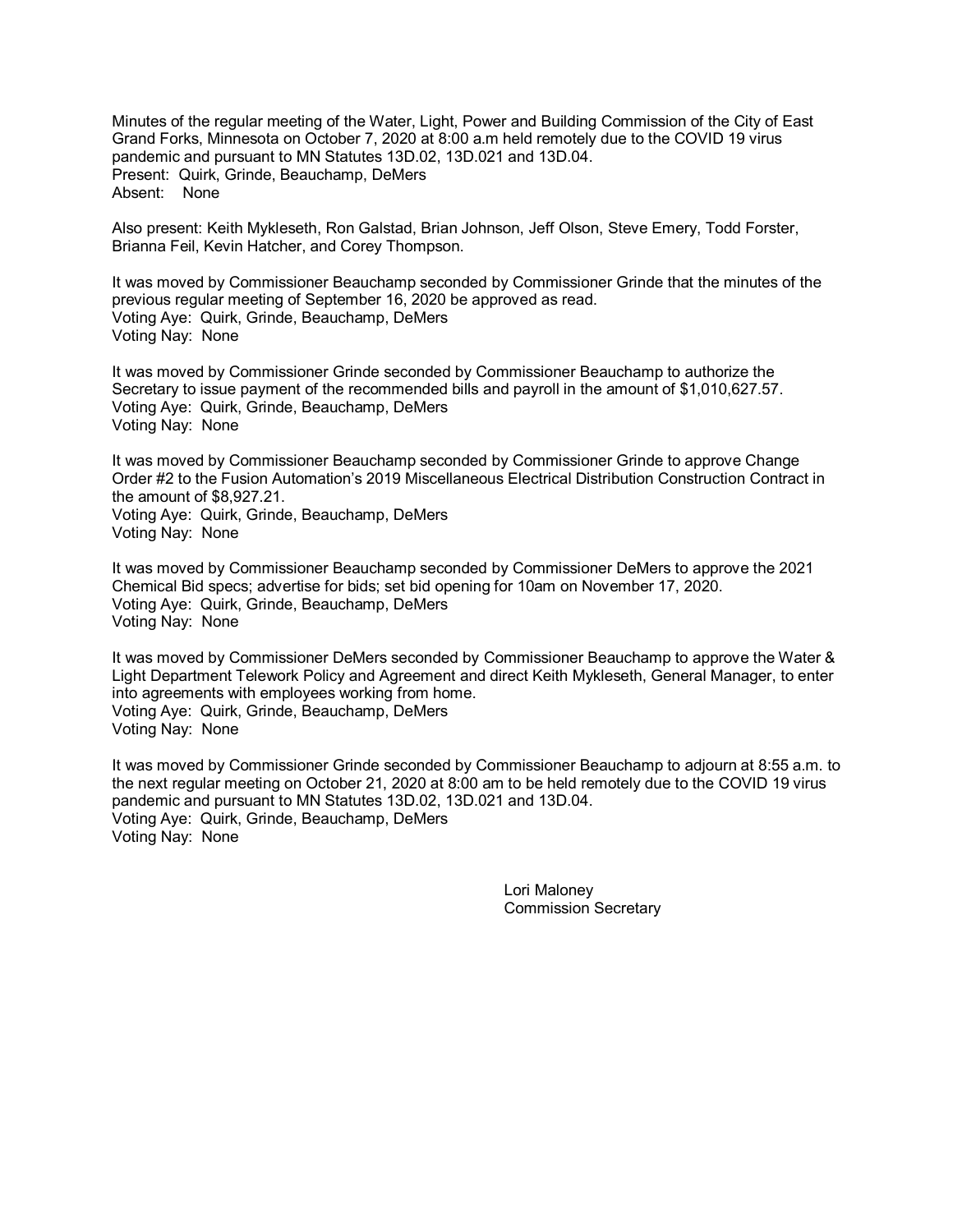Minutes of the regular meeting of the Water, Light, Power and Building Commission of the City of East Grand Forks, Minnesota on October 7, 2020 at 8:00 a.m held remotely due to the COVID 19 virus pandemic and pursuant to MN Statutes 13D.02, 13D.021 and 13D.04.
Present: Quirk, Grinde, Beauchamp, DeMers
Absent: None

Also present: Keith Mykleseth, Ron Galstad, Brian Johnson, Jeff Olson, Steve Emery, Todd Forster, Brianna Feil, Kevin Hatcher, and Corey Thompson.

It was moved by Commissioner Beauchamp seconded by Commissioner Grinde that the minutes of the previous regular meeting of September 16, 2020 be approved as read.
Voting Aye: Quirk, Grinde, Beauchamp, DeMers
Voting Nay: None

It was moved by Commissioner Grinde seconded by Commissioner Beauchamp to authorize the Secretary to issue payment of the recommended bills and payroll in the amount of $1,010,627.57.
Voting Aye: Quirk, Grinde, Beauchamp, DeMers
Voting Nay: None

It was moved by Commissioner Beauchamp seconded by Commissioner Grinde to approve Change Order #2 to the Fusion Automation's 2019 Miscellaneous Electrical Distribution Construction Contract in the amount of $8,927.21.
Voting Aye: Quirk, Grinde, Beauchamp, DeMers
Voting Nay: None

It was moved by Commissioner Beauchamp seconded by Commissioner DeMers to approve the 2021 Chemical Bid specs; advertise for bids; set bid opening for 10am on November 17, 2020.
Voting Aye: Quirk, Grinde, Beauchamp, DeMers
Voting Nay: None

It was moved by Commissioner DeMers seconded by Commissioner Beauchamp to approve the Water & Light Department Telework Policy and Agreement and direct Keith Mykleseth, General Manager, to enter into agreements with employees working from home.
Voting Aye: Quirk, Grinde, Beauchamp, DeMers
Voting Nay: None

It was moved by Commissioner Grinde seconded by Commissioner Beauchamp to adjourn at 8:55 a.m. to the next regular meeting on October 21, 2020 at 8:00 am to be held remotely due to the COVID 19 virus pandemic and pursuant to MN Statutes 13D.02, 13D.021 and 13D.04.
Voting Aye: Quirk, Grinde, Beauchamp, DeMers
Voting Nay: None

Lori Maloney
Commission Secretary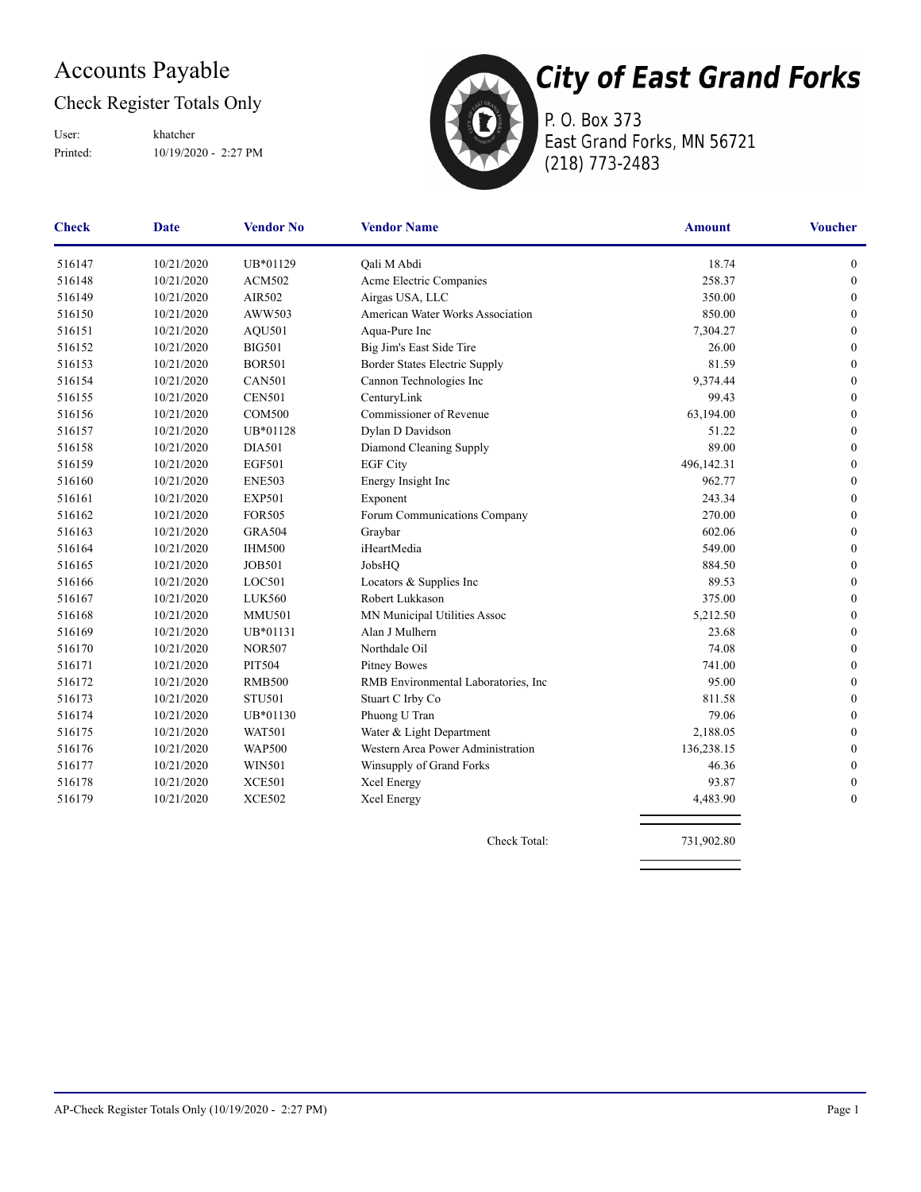# Accounts Payable

## Check Register Totals Only

User: khatcher
Printed: 10/19/2020 - 2:27 PM

# City of East Grand Forks

P. O. Box 373
East Grand Forks, MN 56721
(218) 773-2483

| Check | Date | Vendor No | Vendor Name | Amount | Voucher |
|---|---|---|---|---|---|
| 516147 | 10/21/2020 | UB*01129 | Qali M Abdi | 18.74 | 0 |
| 516148 | 10/21/2020 | ACM502 | Acme Electric Companies | 258.37 | 0 |
| 516149 | 10/21/2020 | AIR502 | Airgas USA, LLC | 350.00 | 0 |
| 516150 | 10/21/2020 | AWW503 | American Water Works Association | 850.00 | 0 |
| 516151 | 10/21/2020 | AQU501 | Aqua-Pure Inc | 7,304.27 | 0 |
| 516152 | 10/21/2020 | BIG501 | Big Jim's East Side Tire | 26.00 | 0 |
| 516153 | 10/21/2020 | BOR501 | Border States Electric Supply | 81.59 | 0 |
| 516154 | 10/21/2020 | CAN501 | Cannon Technologies Inc | 9,374.44 | 0 |
| 516155 | 10/21/2020 | CEN501 | CenturyLink | 99.43 | 0 |
| 516156 | 10/21/2020 | COM500 | Commissioner of Revenue | 63,194.00 | 0 |
| 516157 | 10/21/2020 | UB*01128 | Dylan D Davidson | 51.22 | 0 |
| 516158 | 10/21/2020 | DIA501 | Diamond Cleaning Supply | 89.00 | 0 |
| 516159 | 10/21/2020 | EGF501 | EGF City | 496,142.31 | 0 |
| 516160 | 10/21/2020 | ENE503 | Energy Insight Inc | 962.77 | 0 |
| 516161 | 10/21/2020 | EXP501 | Exponent | 243.34 | 0 |
| 516162 | 10/21/2020 | FOR505 | Forum Communications Company | 270.00 | 0 |
| 516163 | 10/21/2020 | GRA504 | Graybar | 602.06 | 0 |
| 516164 | 10/21/2020 | IHM500 | iHeartMedia | 549.00 | 0 |
| 516165 | 10/21/2020 | JOB501 | JobsHQ | 884.50 | 0 |
| 516166 | 10/21/2020 | LOC501 | Locators & Supplies Inc | 89.53 | 0 |
| 516167 | 10/21/2020 | LUK560 | Robert Lukkason | 375.00 | 0 |
| 516168 | 10/21/2020 | MMU501 | MN Municipal Utilities Assoc | 5,212.50 | 0 |
| 516169 | 10/21/2020 | UB*01131 | Alan J Mulhern | 23.68 | 0 |
| 516170 | 10/21/2020 | NOR507 | Northdale Oil | 74.08 | 0 |
| 516171 | 10/21/2020 | PIT504 | Pitney Bowes | 741.00 | 0 |
| 516172 | 10/21/2020 | RMB500 | RMB Environmental Laboratories, Inc | 95.00 | 0 |
| 516173 | 10/21/2020 | STU501 | Stuart C Irby Co | 811.58 | 0 |
| 516174 | 10/21/2020 | UB*01130 | Phuong U Tran | 79.06 | 0 |
| 516175 | 10/21/2020 | WAT501 | Water & Light Department | 2,188.05 | 0 |
| 516176 | 10/21/2020 | WAP500 | Western Area Power Administration | 136,238.15 | 0 |
| 516177 | 10/21/2020 | WIN501 | Winsupply of Grand Forks | 46.36 | 0 |
| 516178 | 10/21/2020 | XCE501 | Xcel Energy | 93.87 | 0 |
| 516179 | 10/21/2020 | XCE502 | Xcel Energy | 4,483.90 | 0 |
| | | | Check Total: | 731,902.80 | |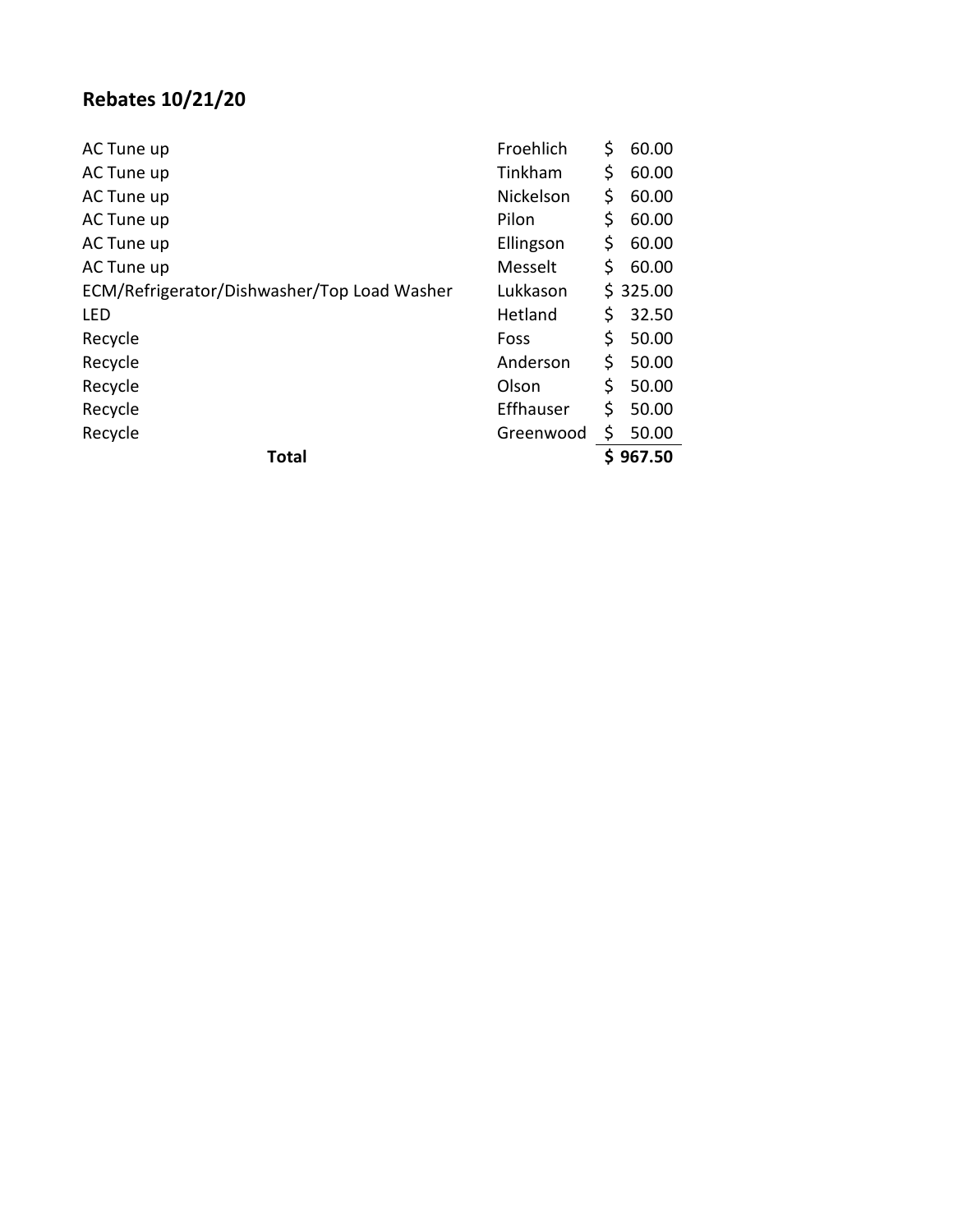## Rebates 10/21/20

| | | |
|---|---|---|
| AC Tune up | Froehlich | $ 60.00 |
| AC Tune up | Tinkham | $ 60.00 |
| AC Tune up | Nickelson | $ 60.00 |
| AC Tune up | Pilon | $ 60.00 |
| AC Tune up | Ellingson | $ 60.00 |
| AC Tune up | Messelt | $ 60.00 |
| ECM/Refrigerator/Dishwasher/Top Load Washer | Lukkason | $ 325.00 |
| LED | Hetland | $ 32.50 |
| Recycle | Foss | $ 50.00 |
| Recycle | Anderson | $ 50.00 |
| Recycle | Olson | $ 50.00 |
| Recycle | Effhauser | $ 50.00 |
| Recycle | Greenwood | $ 50.00 |
| **Total** | | **$ 967.50** |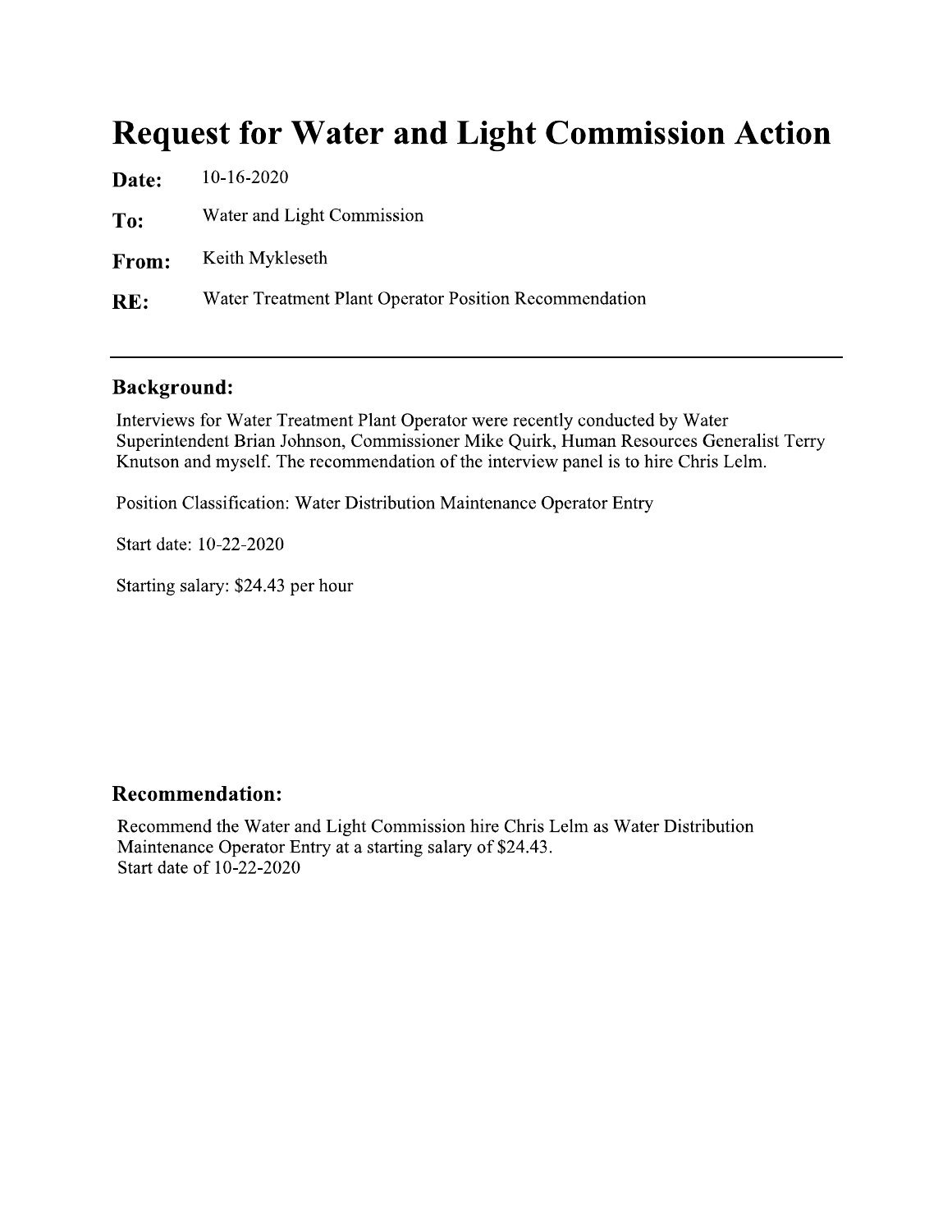# Request for Water and Light Commission Action

**Date:** 10-16-2020

**To:** Water and Light Commission

**From:** Keith Mykleseth

**RE:** Water Treatment Plant Operator Position Recommendation

---

## Background:

Interviews for Water Treatment Plant Operator were recently conducted by Water Superintendent Brian Johnson, Commissioner Mike Quirk, Human Resources Generalist Terry Knutson and myself. The recommendation of the interview panel is to hire Chris Lelm.

Position Classification: Water Distribution Maintenance Operator Entry

Start date: 10-22-2020

Starting salary: $24.43 per hour

## Recommendation:

Recommend the Water and Light Commission hire Chris Lelm as Water Distribution Maintenance Operator Entry at a starting salary of $24.43.
Start date of 10-22-2020